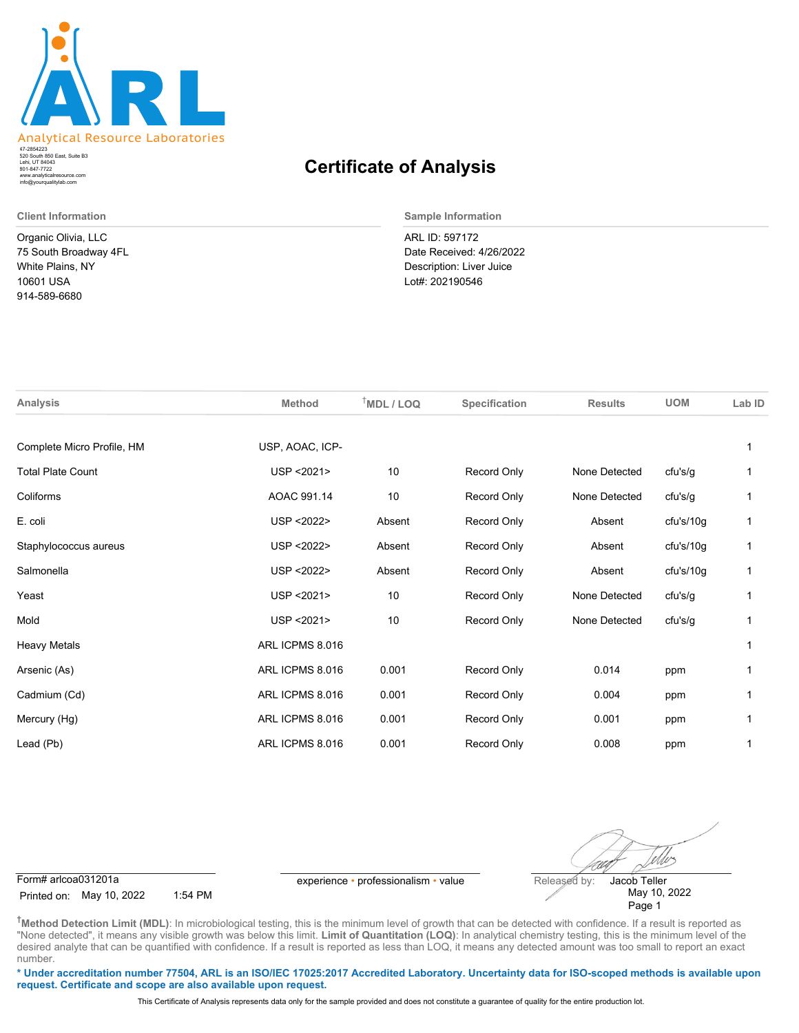**ARL**
Analytical Resource Laboratories

47-2854223
520 South 850 East, Suite B3
Lehi, UT 84043
801-847-7722
www.analyticalresource.com
info@yourqualitylab.com

# Certificate of Analysis

**Client Information**

Organic Olivia, LLC
75 South Broadway 4FL
White Plains, NY
10601 USA
914-589-6680

**Sample Information**

ARL ID: 597172
Date Received: 4/26/2022
Description: Liver Juice
Lot#: 202190546

| Analysis | Method | †MDL / LOQ | Specification | Results | UOM | Lab ID |
|---|---|---|---|---|---|---|
| Complete Micro Profile, HM | USP, AOAC, ICP- | | | | | 1 |
| Total Plate Count | USP <2021> | 10 | Record Only | None Detected | cfu's/g | 1 |
| Coliforms | AOAC 991.14 | 10 | Record Only | None Detected | cfu's/g | 1 |
| E. coli | USP <2022> | Absent | Record Only | Absent | cfu's/10g | 1 |
| Staphylococcus aureus | USP <2022> | Absent | Record Only | Absent | cfu's/10g | 1 |
| Salmonella | USP <2022> | Absent | Record Only | Absent | cfu's/10g | 1 |
| Yeast | USP <2021> | 10 | Record Only | None Detected | cfu's/g | 1 |
| Mold | USP <2021> | 10 | Record Only | None Detected | cfu's/g | 1 |
| Heavy Metals | ARL ICPMS 8.016 | | | | | 1 |
| Arsenic (As) | ARL ICPMS 8.016 | 0.001 | Record Only | 0.014 | ppm | 1 |
| Cadmium (Cd) | ARL ICPMS 8.016 | 0.001 | Record Only | 0.004 | ppm | 1 |
| Mercury (Hg) | ARL ICPMS 8.016 | 0.001 | Record Only | 0.001 | ppm | 1 |
| Lead (Pb) | ARL ICPMS 8.016 | 0.001 | Record Only | 0.008 | ppm | 1 |

Form# arlcoa031201a
Printed on: May 10, 2022 1:54 PM

experience • professionalism • value

Released by: Jacob Teller
May 10, 2022

†**Method Detection Limit (MDL)**: In microbiological testing, this is the minimum level of growth that can be detected with confidence. If a result is reported as "None detected", it means any visible growth was below this limit. **Limit of Quantitation (LOQ)**: In analytical chemistry testing, this is the minimum level of the desired analyte that can be quantified with confidence. If a result is reported as less than LOQ, it means any detected amount was too small to report an exact number.

**\* Under accreditation number 77504, ARL is an ISO/IEC 17025:2017 Accredited Laboratory. Uncertainty data for ISO-scoped methods is available upon request. Certificate and scope are also available upon request.**

This Certificate of Analysis represents data only for the sample provided and does not constitute a guarantee of quality for the entire production lot.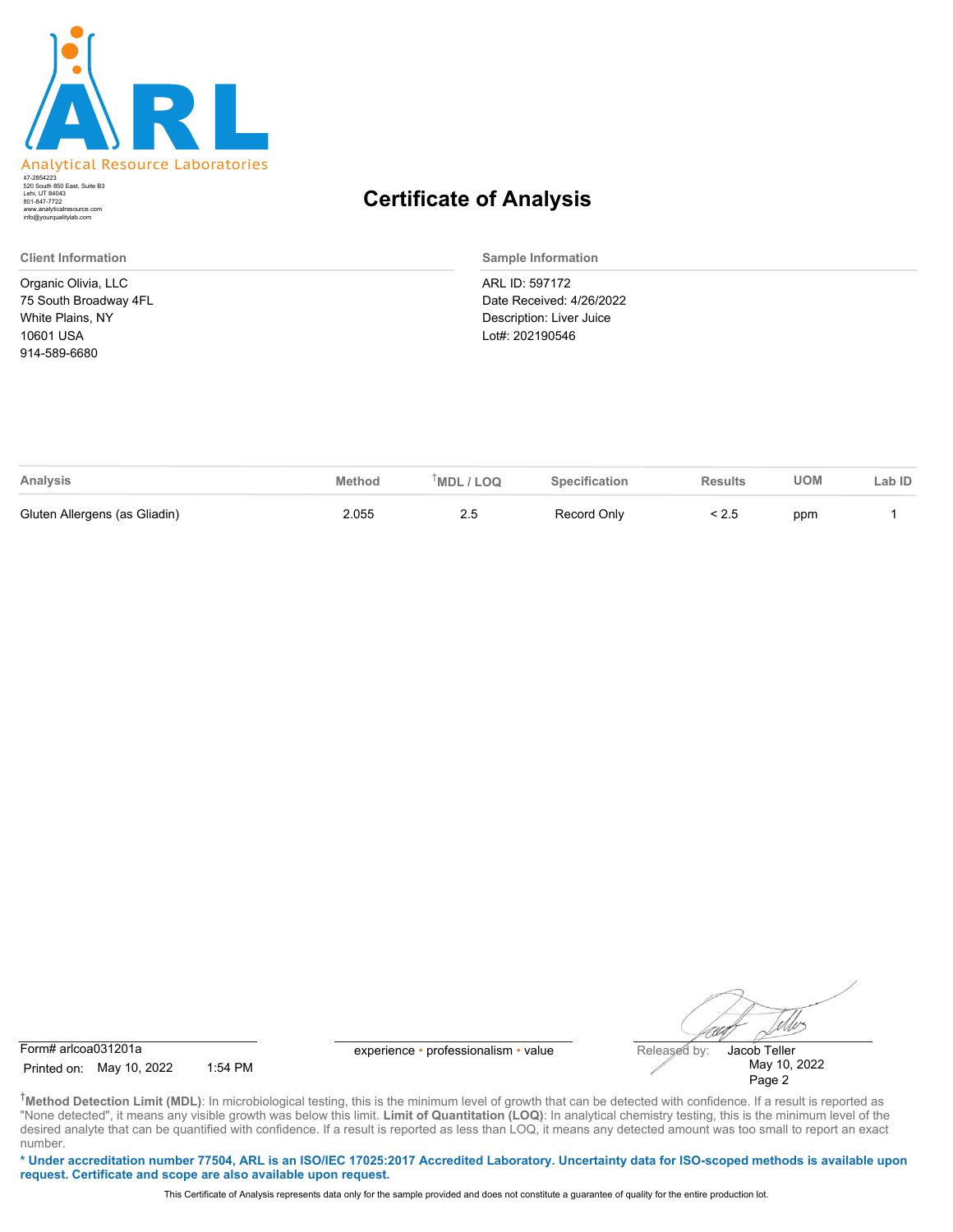Analytical Resource Laboratories

47-2854223
520 South 850 East, Suite B3
Lehi, UT 84043
801-847-7722
www.analyticalresource.com
info@yourqualitylab.com

# Certificate of Analysis

**Client Information**

Organic Olivia, LLC
75 South Broadway 4FL
White Plains, NY
10601 USA
914-589-6680

**Sample Information**

ARL ID: 597172
Date Received: 4/26/2022
Description: Liver Juice
Lot#: 202190546

| Analysis | Method | †MDL / LOQ | Specification | Results | UOM | Lab ID |
|---|---|---|---|---|---|---|
| Gluten Allergens (as Gliadin) | 2.055 | 2.5 | Record Only | < 2.5 | ppm | 1 |

Form# arlcoa031201a
Printed on: May 10, 2022 1:54 PM

experience • professionalism • value

Released by: Jacob Teller
May 10, 2022

†**Method Detection Limit (MDL)**: In microbiological testing, this is the minimum level of growth that can be detected with confidence. If a result is reported as "None detected", it means any visible growth was below this limit. **Limit of Quantitation (LOQ)**: In analytical chemistry testing, this is the minimum level of the desired analyte that can be quantified with confidence. If a result is reported as less than LOQ, it means any detected amount was too small to report an exact number.

**\* Under accreditation number 77504, ARL is an ISO/IEC 17025:2017 Accredited Laboratory. Uncertainty data for ISO-scoped methods is available upon request. Certificate and scope are also available upon request.**

This Certificate of Analysis represents data only for the sample provided and does not constitute a guarantee of quality for the entire production lot.